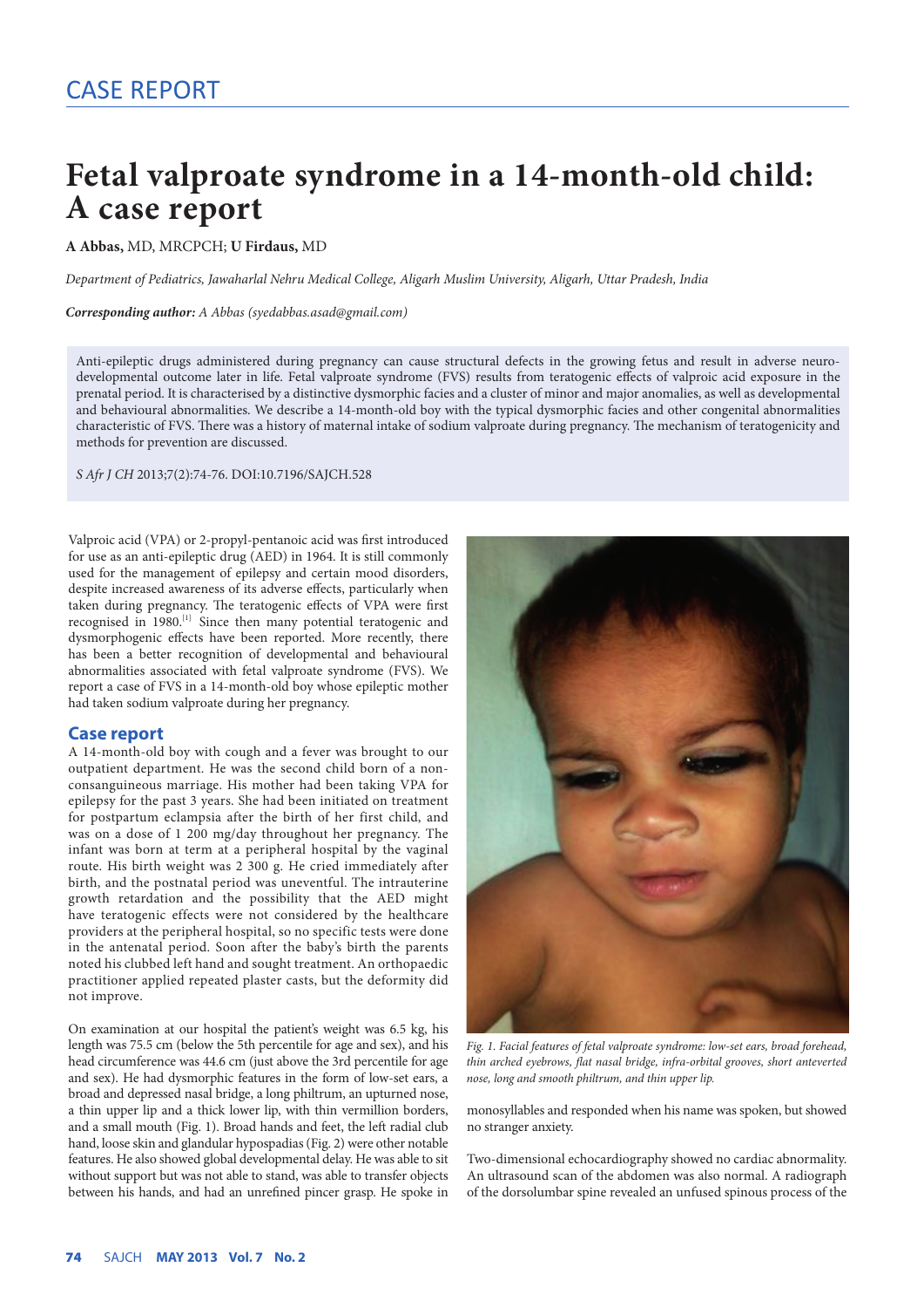CASE REPORT

# Fetal valproate syndrome in a 14-month-old child: A case report

**A Abbas,** MD, MRCPCH; **U Firdaus,** MD

*Department of Pediatrics, Jawaharlal Nehru Medical College, Aligarh Muslim University, Aligarh, Uttar Pradesh, India*

***Corresponding author:** A Abbas (syedabbas.asad@gmail.com)*

Anti-epileptic drugs administered during pregnancy can cause structural defects in the growing fetus and result in adverse neurodevelopmental outcome later in life. Fetal valproate syndrome (FVS) results from teratogenic effects of valproic acid exposure in the prenatal period. It is characterised by a distinctive dysmorphic facies and a cluster of minor and major anomalies, as well as developmental and behavioural abnormalities. We describe a 14-month-old boy with the typical dysmorphic facies and other congenital abnormalities characteristic of FVS. There was a history of maternal intake of sodium valproate during pregnancy. The mechanism of teratogenicity and methods for prevention are discussed.

*S Afr J CH* 2013;7(2):74-76. DOI:10.7196/SAJCH.528

Valproic acid (VPA) or 2-propyl-pentanoic acid was first introduced for use as an anti-epileptic drug (AED) in 1964. It is still commonly used for the management of epilepsy and certain mood disorders, despite increased awareness of its adverse effects, particularly when taken during pregnancy. The teratogenic effects of VPA were first recognised in 1980.[1] Since then many potential teratogenic and dysmorphogenic effects have been reported. More recently, there has been a better recognition of developmental and behavioural abnormalities associated with fetal valproate syndrome (FVS). We report a case of FVS in a 14-month-old boy whose epileptic mother had taken sodium valproate during her pregnancy.

## Case report

A 14-month-old boy with cough and a fever was brought to our outpatient department. He was the second child born of a non-consanguineous marriage. His mother had been taking VPA for epilepsy for the past 3 years. She had been initiated on treatment for postpartum eclampsia after the birth of her first child, and was on a dose of 1 200 mg/day throughout her pregnancy. The infant was born at term at a peripheral hospital by the vaginal route. His birth weight was 2 300 g. He cried immediately after birth, and the postnatal period was uneventful. The intrauterine growth retardation and the possibility that the AED might have teratogenic effects were not considered by the healthcare providers at the peripheral hospital, so no specific tests were done in the antenatal period. Soon after the baby's birth the parents noted his clubbed left hand and sought treatment. An orthopaedic practitioner applied repeated plaster casts, but the deformity did not improve.

On examination at our hospital the patient's weight was 6.5 kg, his length was 75.5 cm (below the 5th percentile for age and sex), and his head circumference was 44.6 cm (just above the 3rd percentile for age and sex). He had dysmorphic features in the form of low-set ears, a broad and depressed nasal bridge, a long philtrum, an upturned nose, a thin upper lip and a thick lower lip, with thin vermillion borders, and a small mouth (Fig. 1). Broad hands and feet, the left radial club hand, loose skin and glandular hypospadias (Fig. 2) were other notable features. He also showed global developmental delay. He was able to sit without support but was not able to stand, was able to transfer objects between his hands, and had an unrefined pincer grasp. He spoke in monosyllables and responded when his name was spoken, but showed no stranger anxiety.

*Fig. 1. Facial features of fetal valproate syndrome: low-set ears, broad forehead, thin arched eyebrows, flat nasal bridge, infra-orbital grooves, short anteverted nose, long and smooth philtrum, and thin upper lip.*

Two-dimensional echocardiography showed no cardiac abnormality. An ultrasound scan of the abdomen was also normal. A radiograph of the dorsolumbar spine revealed an unfused spinous process of the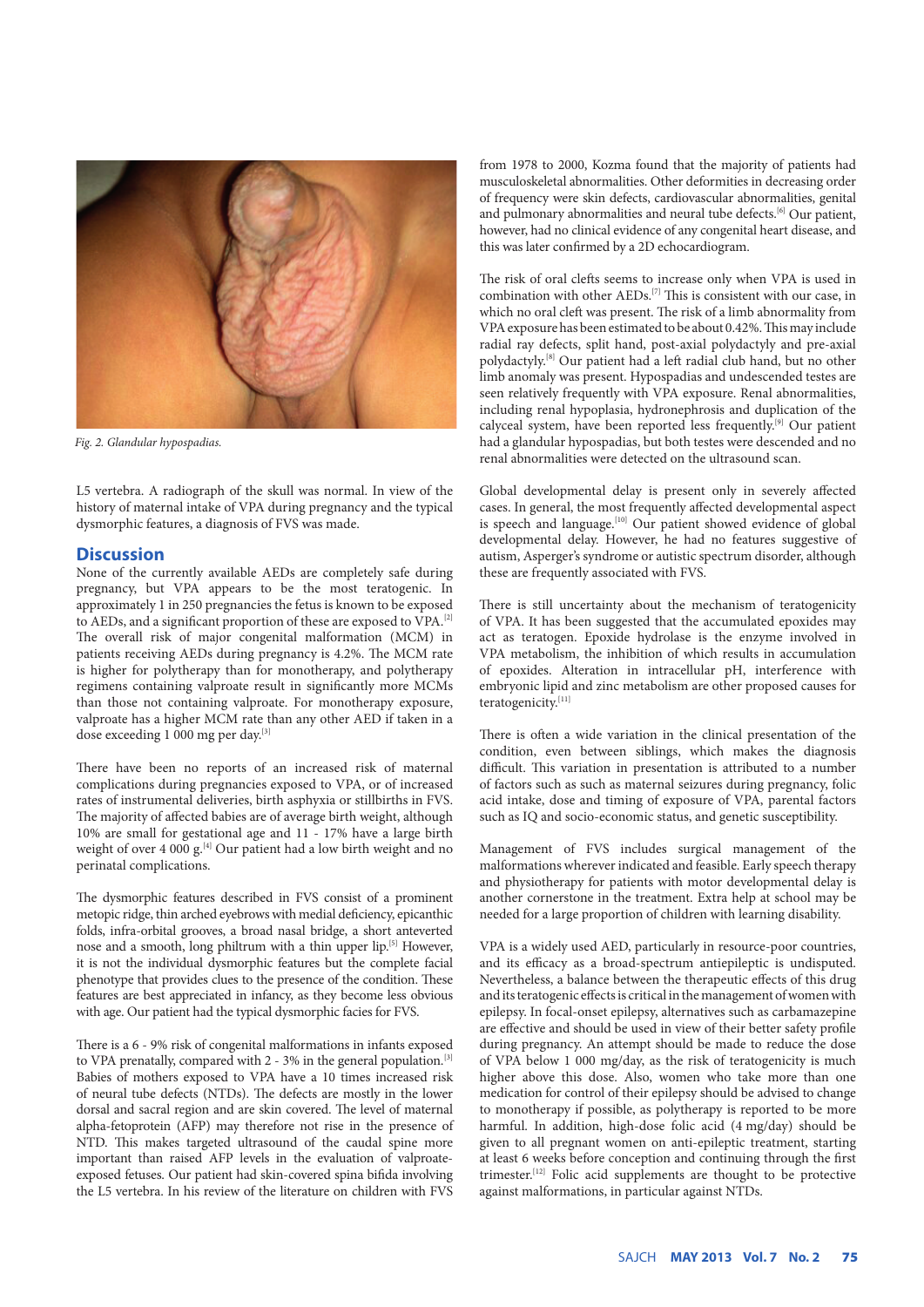*Fig. 2. Glandular hypospadias.*

L5 vertebra. A radiograph of the skull was normal. In view of the history of maternal intake of VPA during pregnancy and the typical dysmorphic features, a diagnosis of FVS was made.

## Discussion

None of the currently available AEDs are completely safe during pregnancy, but VPA appears to be the most teratogenic. In approximately 1 in 250 pregnancies the fetus is known to be exposed to AEDs, and a significant proportion of these are exposed to VPA.[2] The overall risk of major congenital malformation (MCM) in patients receiving AEDs during pregnancy is 4.2%. The MCM rate is higher for polytherapy than for monotherapy, and polytherapy regimens containing valproate result in significantly more MCMs than those not containing valproate. For monotherapy exposure, valproate has a higher MCM rate than any other AED if taken in a dose exceeding 1 000 mg per day.[3]

There have been no reports of an increased risk of maternal complications during pregnancies exposed to VPA, or of increased rates of instrumental deliveries, birth asphyxia or stillbirths in FVS. The majority of affected babies are of average birth weight, although 10% are small for gestational age and 11 - 17% have a large birth weight of over 4 000 g.[4] Our patient had a low birth weight and no perinatal complications.

The dysmorphic features described in FVS consist of a prominent metopic ridge, thin arched eyebrows with medial deficiency, epicanthic folds, infra-orbital grooves, a broad nasal bridge, a short anteverted nose and a smooth, long philtrum with a thin upper lip.[5] However, it is not the individual dysmorphic features but the complete facial phenotype that provides clues to the presence of the condition. These features are best appreciated in infancy, as they become less obvious with age. Our patient had the typical dysmorphic facies for FVS.

There is a 6 - 9% risk of congenital malformations in infants exposed to VPA prenatally, compared with 2 - 3% in the general population.[3] Babies of mothers exposed to VPA have a 10 times increased risk of neural tube defects (NTDs). The defects are mostly in the lower dorsal and sacral region and are skin covered. The level of maternal alpha-fetoprotein (AFP) may therefore not rise in the presence of NTD. This makes targeted ultrasound of the caudal spine more important than raised AFP levels in the evaluation of valproate-exposed fetuses. Our patient had skin-covered spina bifida involving the L5 vertebra. In his review of the literature on children with FVS from 1978 to 2000, Kozma found that the majority of patients had musculoskeletal abnormalities. Other deformities in decreasing order of frequency were skin defects, cardiovascular abnormalities, genital and pulmonary abnormalities and neural tube defects.[6] Our patient, however, had no clinical evidence of any congenital heart disease, and this was later confirmed by a 2D echocardiogram.

The risk of oral clefts seems to increase only when VPA is used in combination with other AEDs.[7] This is consistent with our case, in which no oral cleft was present. The risk of a limb abnormality from VPA exposure has been estimated to be about 0.42%. This may include radial ray defects, split hand, post-axial polydactyly and pre-axial polydactyly.[8] Our patient had a left radial club hand, but no other limb anomaly was present. Hypospadias and undescended testes are seen relatively frequently with VPA exposure. Renal abnormalities, including renal hypoplasia, hydronephrosis and duplication of the calyceal system, have been reported less frequently.[9] Our patient had a glandular hypospadias, but both testes were descended and no renal abnormalities were detected on the ultrasound scan.

Global developmental delay is present only in severely affected cases. In general, the most frequently affected developmental aspect is speech and language.[10] Our patient showed evidence of global developmental delay. However, he had no features suggestive of autism, Asperger's syndrome or autistic spectrum disorder, although these are frequently associated with FVS.

There is still uncertainty about the mechanism of teratogenicity of VPA. It has been suggested that the accumulated epoxides may act as teratogen. Epoxide hydrolase is the enzyme involved in VPA metabolism, the inhibition of which results in accumulation of epoxides. Alteration in intracellular pH, interference with embryonic lipid and zinc metabolism are other proposed causes for teratogenicity.[11]

There is often a wide variation in the clinical presentation of the condition, even between siblings, which makes the diagnosis difficult. This variation in presentation is attributed to a number of factors such as such as maternal seizures during pregnancy, folic acid intake, dose and timing of exposure of VPA, parental factors such as IQ and socio-economic status, and genetic susceptibility.

Management of FVS includes surgical management of the malformations wherever indicated and feasible. Early speech therapy and physiotherapy for patients with motor developmental delay is another cornerstone in the treatment. Extra help at school may be needed for a large proportion of children with learning disability.

VPA is a widely used AED, particularly in resource-poor countries, and its efficacy as a broad-spectrum antiepileptic is undisputed. Nevertheless, a balance between the therapeutic effects of this drug and its teratogenic effects is critical in the management of women with epilepsy. In focal-onset epilepsy, alternatives such as carbamazepine are effective and should be used in view of their better safety profile during pregnancy. An attempt should be made to reduce the dose of VPA below 1 000 mg/day, as the risk of teratogenicity is much higher above this dose. Also, women who take more than one medication for control of their epilepsy should be advised to change to monotherapy if possible, as polytherapy is reported to be more harmful. In addition, high-dose folic acid (4 mg/day) should be given to all pregnant women on anti-epileptic treatment, starting at least 6 weeks before conception and continuing through the first trimester.[12] Folic acid supplements are thought to be protective against malformations, in particular against NTDs.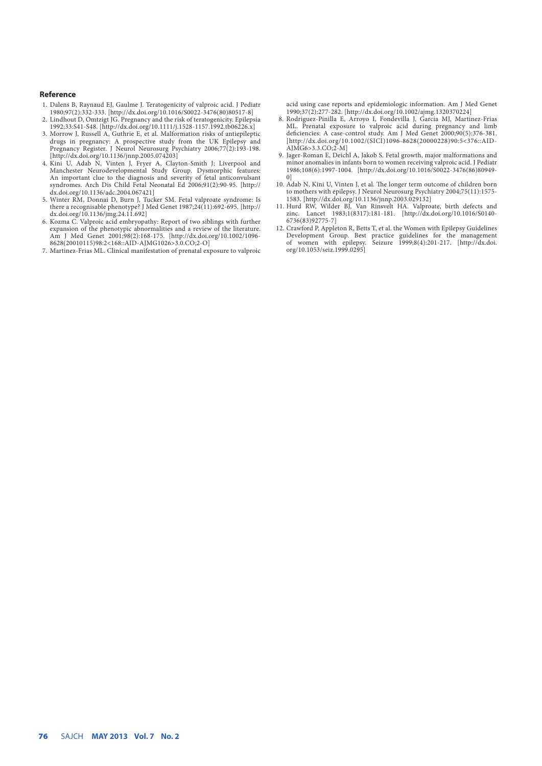## Reference

1. Dalens B, Raynaud EJ, Gaulme J. Teratogenicity of valproic acid. J Pediatr 1980;97(2):332-333. [http://dx.doi.org/10.1016/S0022-3476(80)80517-8]
2. Lindhout D, Omtzigt JG. Pregnancy and the risk of teratogenicity. Epilepsia 1992;33:S41-S48. [http://dx.doi.org/10.1111/j.1528-1157.1992.tb06226.x]
3. Morrow J, Russell A, Guthrie E, et al. Malformation risks of antiepileptic drugs in pregnancy: A prospective study from the UK Epilepsy and Pregnancy Register. J Neurol Neurosurg Psychiatry 2006;77(2):193-198. [http://dx.doi.org/10.1136/jnnp.2005.074203]
4. Kini U, Adab N, Vinten J, Fryer A, Clayton-Smith J; Liverpool and Manchester Neurodevelopmental Study Group. Dysmorphic features: An important clue to the diagnosis and severity of fetal anticonvulsant syndromes. Arch Dis Child Fetal Neonatal Ed 2006;91(2):90-95. [http://dx.doi.org/10.1136/adc.2004.067421]
5. Winter RM, Donnai D, Burn J, Tucker SM. Fetal valproate syndrome: Is there a recognisable phenotype? J Med Genet 1987;24(11):692-695. [http://dx.doi.org/10.1136/jmg.24.11.692]
6. Kozma C. Valproic acid embryopathy: Report of two siblings with further expansion of the phenotypic abnormalities and a review of the literature. Am J Med Genet 2001;98(2):168-175. [http://dx.doi.org/10.1002/1096-8628(20010115)98:2<168::AID-AJMG1026>3.0.CO;2-O]
7. Martinez-Frias ML. Clinical manifestation of prenatal exposure to valproic acid using case reports and epidemiologic information. Am J Med Genet 1990;37(2):277-282. [http://dx.doi.org/10.1002/ajmg.1320370224]
8. Rodriguez-Pinilla E, Arroyo I, Fondevilla J, Garcia MJ, Martinez-Frias ML. Prenatal exposure to valproic acid during pregnancy and limb deficiencies: A case-control study. Am J Med Genet 2000;90(5):376-381. [http://dx.doi.org/10.1002/(SICI)1096-8628(20000228)90:5<376::AID-AJMG6>3.3.CO;2-M]
9. Jager-Roman E, Deichl A, Jakob S. Fetal growth, major malformations and minor anomalies in infants born to women receiving valproic acid. J Pediatr 1986;108(6):1997-1004. [http://dx.doi.org/10.1016/S0022-3476(86)80949-0]
10. Adab N, Kini U, Vinten J, et al. The longer term outcome of children born to mothers with epilepsy. J Neurol Neurosurg Psychiatry 2004;75(11):1575-1583. [http://dx.doi.org/10.1136/jnnp.2003.029132]
11. Hurd RW, Wilder BJ, Van Rinsvelt HA. Valproate, birth defects and zinc. Lancet 1983;1(8317):181-181. [http://dx.doi.org/10.1016/S0140-6736(83)92775-7]
12. Crawford P, Appleton R, Betts T, et al. the Women with Epilepsy Guidelines Development Group. Best practice guidelines for the management of women with epilepsy. Seizure 1999;8(4):201-217. [http://dx.doi.org/10.1053/seiz.1999.0295]